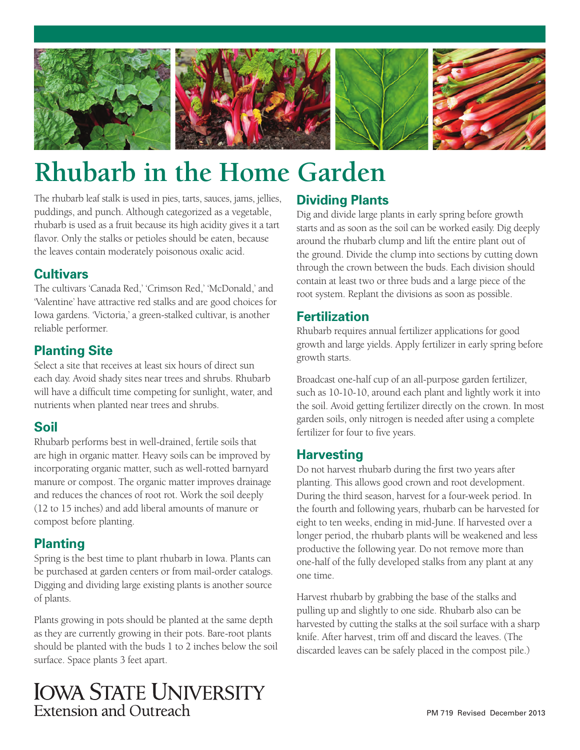# Rhubarb in the Home Garden

The rhubarb leaf stalk is used in pies, tarts, sauces, jams, jellies, puddings, and punch. Although categorized as a vegetable, rhubarb is used as a fruit because its high acidity gives it a tart flavor. Only the stalks or petioles should be eaten, because the leaves contain moderately poisonous oxalic acid.

## Cultivars

The cultivars 'Canada Red,' 'Crimson Red,' 'McDonald,' and 'Valentine' have attractive red stalks and are good choices for Iowa gardens. 'Victoria,' a green-stalked cultivar, is another reliable performer.

## Planting Site

Select a site that receives at least six hours of direct sun each day. Avoid shady sites near trees and shrubs. Rhubarb will have a difficult time competing for sunlight, water, and nutrients when planted near trees and shrubs.

## Soil

Rhubarb performs best in well-drained, fertile soils that are high in organic matter. Heavy soils can be improved by incorporating organic matter, such as well-rotted barnyard manure or compost. The organic matter improves drainage and reduces the chances of root rot. Work the soil deeply (12 to 15 inches) and add liberal amounts of manure or compost before planting.

## Planting

Spring is the best time to plant rhubarb in Iowa. Plants can be purchased at garden centers or from mail-order catalogs. Digging and dividing large existing plants is another source of plants.

Plants growing in pots should be planted at the same depth as they are currently growing in their pots. Bare-root plants should be planted with the buds 1 to 2 inches below the soil surface. Space plants 3 feet apart.

## Dividing Plants

Dig and divide large plants in early spring before growth starts and as soon as the soil can be worked easily. Dig deeply around the rhubarb clump and lift the entire plant out of the ground. Divide the clump into sections by cutting down through the crown between the buds. Each division should contain at least two or three buds and a large piece of the root system. Replant the divisions as soon as possible.

## Fertilization

Rhubarb requires annual fertilizer applications for good growth and large yields. Apply fertilizer in early spring before growth starts.

Broadcast one-half cup of an all-purpose garden fertilizer, such as 10-10-10, around each plant and lightly work it into the soil. Avoid getting fertilizer directly on the crown. In most garden soils, only nitrogen is needed after using a complete fertilizer for four to five years.

## Harvesting

Do not harvest rhubarb during the first two years after planting. This allows good crown and root development. During the third season, harvest for a four-week period. In the fourth and following years, rhubarb can be harvested for eight to ten weeks, ending in mid-June. If harvested over a longer period, the rhubarb plants will be weakened and less productive the following year. Do not remove more than one-half of the fully developed stalks from any plant at any one time.

Harvest rhubarb by grabbing the base of the stalks and pulling up and slightly to one side. Rhubarb also can be harvested by cutting the stalks at the soil surface with a sharp knife. After harvest, trim off and discard the leaves. (The discarded leaves can be safely placed in the compost pile.)

Iowa State University
Extension and Outreach

PM 719 Revised December 2013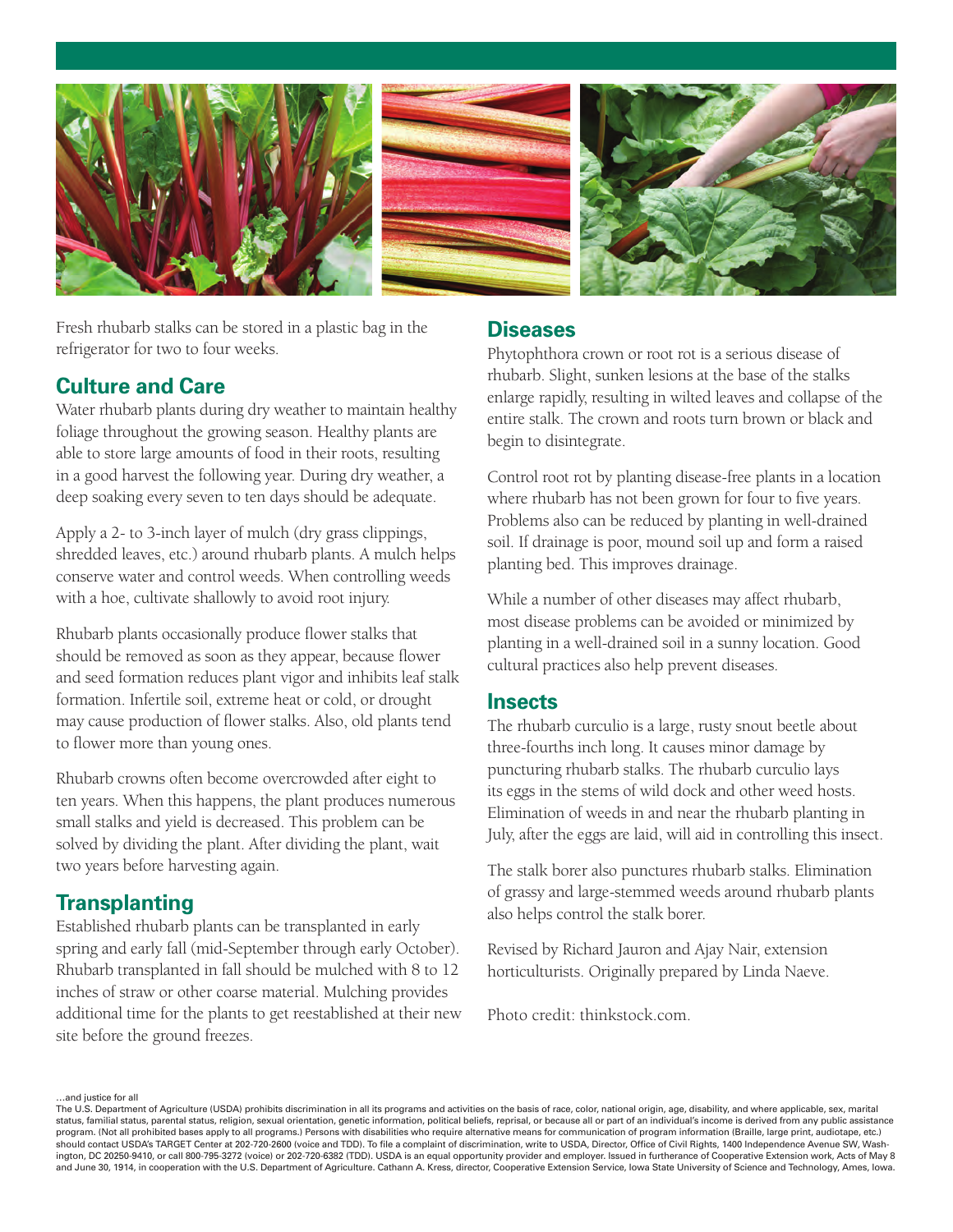Fresh rhubarb stalks can be stored in a plastic bag in the refrigerator for two to four weeks.

## Culture and Care

Water rhubarb plants during dry weather to maintain healthy foliage throughout the growing season. Healthy plants are able to store large amounts of food in their roots, resulting in a good harvest the following year. During dry weather, a deep soaking every seven to ten days should be adequate.

Apply a 2- to 3-inch layer of mulch (dry grass clippings, shredded leaves, etc.) around rhubarb plants. A mulch helps conserve water and control weeds. When controlling weeds with a hoe, cultivate shallowly to avoid root injury.

Rhubarb plants occasionally produce flower stalks that should be removed as soon as they appear, because flower and seed formation reduces plant vigor and inhibits leaf stalk formation. Infertile soil, extreme heat or cold, or drought may cause production of flower stalks. Also, old plants tend to flower more than young ones.

Rhubarb crowns often become overcrowded after eight to ten years. When this happens, the plant produces numerous small stalks and yield is decreased. This problem can be solved by dividing the plant. After dividing the plant, wait two years before harvesting again.

## Transplanting

Established rhubarb plants can be transplanted in early spring and early fall (mid-September through early October). Rhubarb transplanted in fall should be mulched with 8 to 12 inches of straw or other coarse material. Mulching provides additional time for the plants to get reestablished at their new site before the ground freezes.

## Diseases

Phytophthora crown or root rot is a serious disease of rhubarb. Slight, sunken lesions at the base of the stalks enlarge rapidly, resulting in wilted leaves and collapse of the entire stalk. The crown and roots turn brown or black and begin to disintegrate.

Control root rot by planting disease-free plants in a location where rhubarb has not been grown for four to five years. Problems also can be reduced by planting in well-drained soil. If drainage is poor, mound soil up and form a raised planting bed. This improves drainage.

While a number of other diseases may affect rhubarb, most disease problems can be avoided or minimized by planting in a well-drained soil in a sunny location. Good cultural practices also help prevent diseases.

## Insects

The rhubarb curculio is a large, rusty snout beetle about three-fourths inch long. It causes minor damage by puncturing rhubarb stalks. The rhubarb curculio lays its eggs in the stems of wild dock and other weed hosts. Elimination of weeds in and near the rhubarb planting in July, after the eggs are laid, will aid in controlling this insect.

The stalk borer also punctures rhubarb stalks. Elimination of grassy and large-stemmed weeds around rhubarb plants also helps control the stalk borer.

Revised by Richard Jauron and Ajay Nair, extension horticulturists. Originally prepared by Linda Naeve.

Photo credit: thinkstock.com.

…and justice for all
The U.S. Department of Agriculture (USDA) prohibits discrimination in all its programs and activities on the basis of race, color, national origin, age, disability, and where applicable, sex, marital status, familial status, parental status, religion, sexual orientation, genetic information, political beliefs, reprisal, or because all or part of an individual's income is derived from any public assistance program. (Not all prohibited bases apply to all programs.) Persons with disabilities who require alternative means for communication of program information (Braille, large print, audiotape, etc.) should contact USDA's TARGET Center at 202-720-2600 (voice and TDD). To file a complaint of discrimination, write to USDA, Director, Office of Civil Rights, 1400 Independence Avenue SW, Washington, DC 20250-9410, or call 800-795-3272 (voice) or 202-720-6382 (TDD). USDA is an equal opportunity provider and employer. Issued in furtherance of Cooperative Extension work, Acts of May 8 and June 30, 1914, in cooperation with the U.S. Department of Agriculture. Cathann A. Kress, director, Cooperative Extension Service, Iowa State University of Science and Technology, Ames, Iowa.